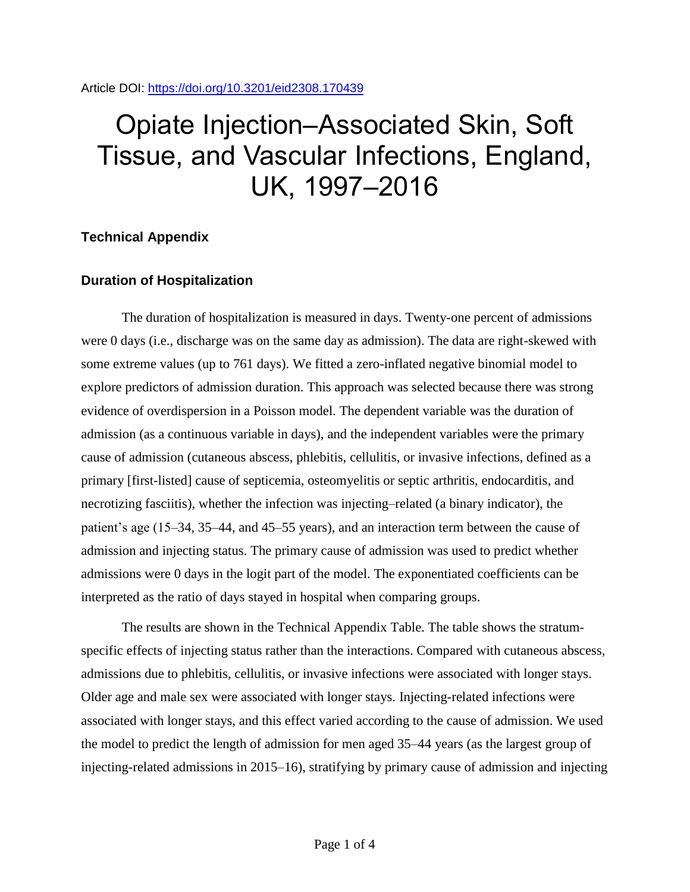Article DOI: https://doi.org/10.3201/eid2308.170439

# Opiate Injection–Associated Skin, Soft Tissue, and Vascular Infections, England, UK, 1997–2016

## Technical Appendix

### Duration of Hospitalization

The duration of hospitalization is measured in days. Twenty-one percent of admissions were 0 days (i.e., discharge was on the same day as admission). The data are right-skewed with some extreme values (up to 761 days). We fitted a zero-inflated negative binomial model to explore predictors of admission duration. This approach was selected because there was strong evidence of overdispersion in a Poisson model. The dependent variable was the duration of admission (as a continuous variable in days), and the independent variables were the primary cause of admission (cutaneous abscess, phlebitis, cellulitis, or invasive infections, defined as a primary [first-listed] cause of septicemia, osteomyelitis or septic arthritis, endocarditis, and necrotizing fasciitis), whether the infection was injecting–related (a binary indicator), the patient's age (15–34, 35–44, and 45–55 years), and an interaction term between the cause of admission and injecting status. The primary cause of admission was used to predict whether admissions were 0 days in the logit part of the model. The exponentiated coefficients can be interpreted as the ratio of days stayed in hospital when comparing groups.

The results are shown in the Technical Appendix Table. The table shows the stratum-specific effects of injecting status rather than the interactions. Compared with cutaneous abscess, admissions due to phlebitis, cellulitis, or invasive infections were associated with longer stays. Older age and male sex were associated with longer stays. Injecting-related infections were associated with longer stays, and this effect varied according to the cause of admission. We used the model to predict the length of admission for men aged 35–44 years (as the largest group of injecting-related admissions in 2015–16), stratifying by primary cause of admission and injecting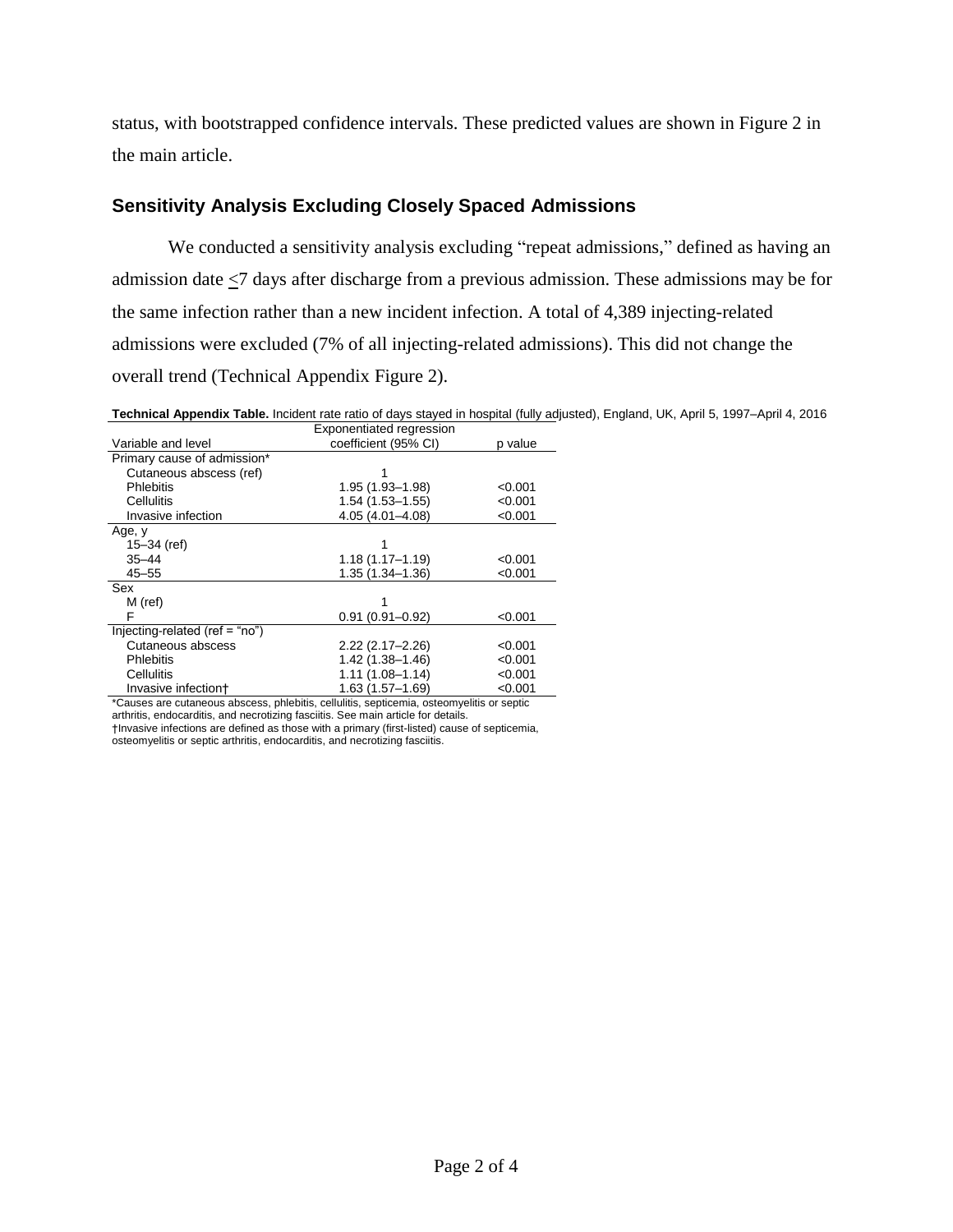status, with bootstrapped confidence intervals. These predicted values are shown in Figure 2 in the main article.

## Sensitivity Analysis Excluding Closely Spaced Admissions

We conducted a sensitivity analysis excluding "repeat admissions," defined as having an admission date ≤7 days after discharge from a previous admission. These admissions may be for the same infection rather than a new incident infection. A total of 4,389 injecting-related admissions were excluded (7% of all injecting-related admissions). This did not change the overall trend (Technical Appendix Figure 2).

**Technical Appendix Table.** Incident rate ratio of days stayed in hospital (fully adjusted), England, UK, April 5, 1997–April 4, 2016

| Variable and level | Exponentiated regression coefficient (95% CI) | p value |
|---|---|---|
| Primary cause of admission* | | |
| Cutaneous abscess (ref) | 1 | |
| Phlebitis | 1.95 (1.93–1.98) | <0.001 |
| Cellulitis | 1.54 (1.53–1.55) | <0.001 |
| Invasive infection | 4.05 (4.01–4.08) | <0.001 |
| Age, y | | |
| 15–34 (ref) | 1 | |
| 35–44 | 1.18 (1.17–1.19) | <0.001 |
| 45–55 | 1.35 (1.34–1.36) | <0.001 |
| Sex | | |
| M (ref) | 1 | |
| F | 0.91 (0.91–0.92) | <0.001 |
| Injecting-related (ref = "no") | | |
| Cutaneous abscess | 2.22 (2.17–2.26) | <0.001 |
| Phlebitis | 1.42 (1.38–1.46) | <0.001 |
| Cellulitis | 1.11 (1.08–1.14) | <0.001 |
| Invasive infection† | 1.63 (1.57–1.69) | <0.001 |

*Causes are cutaneous abscess, phlebitis, cellulitis, septicemia, osteomyelitis or septic arthritis, endocarditis, and necrotizing fasciitis. See main article for details.
†Invasive infections are defined as those with a primary (first-listed) cause of septicemia, osteomyelitis or septic arthritis, endocarditis, and necrotizing fasciitis.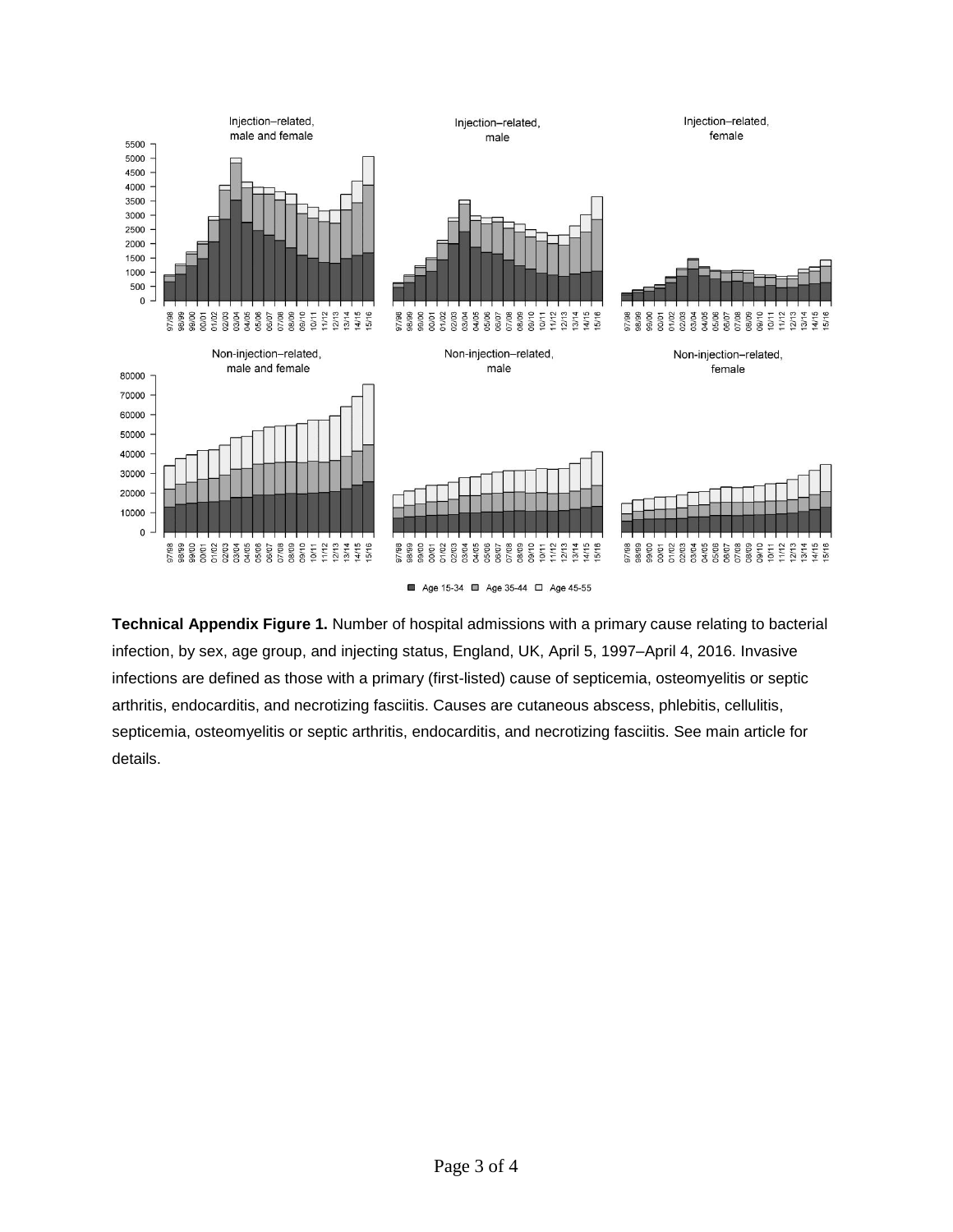**Technical Appendix Figure 1.** Number of hospital admissions with a primary cause relating to bacterial infection, by sex, age group, and injecting status, England, UK, April 5, 1997–April 4, 2016. Invasive infections are defined as those with a primary (first-listed) cause of septicemia, osteomyelitis or septic arthritis, endocarditis, and necrotizing fasciitis. Causes are cutaneous abscess, phlebitis, cellulitis, septicemia, osteomyelitis or septic arthritis, endocarditis, and necrotizing fasciitis. See main article for details.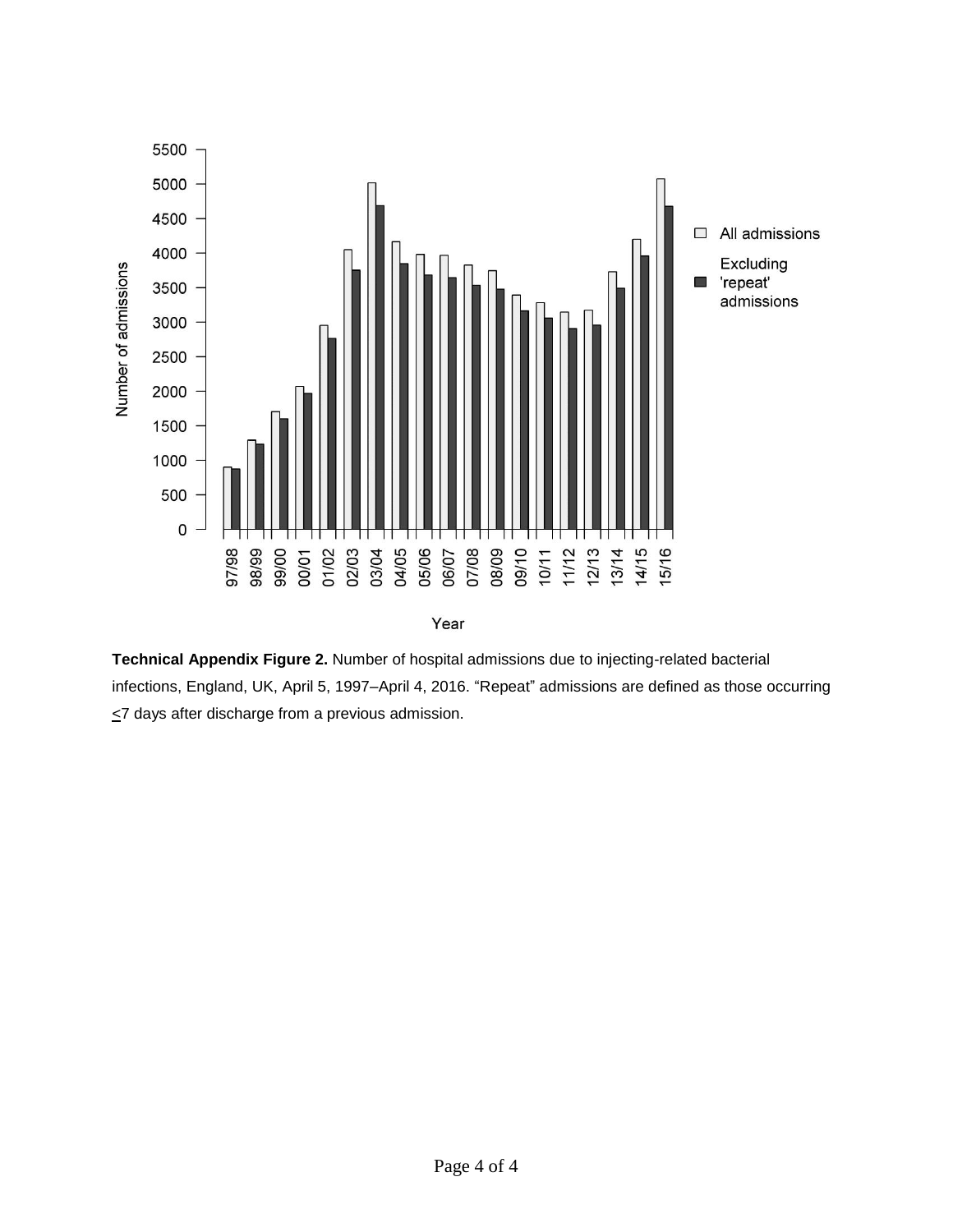5500
5000
4500
4000
3500
3000
2500
2000
1500
1000
500
0

Number of admissions

97/98
98/99
99/00
00/01
01/02
02/03
03/04
04/05
05/06
06/07
07/08
08/09
09/10
10/11
11/12
12/13
13/14
14/15
15/16

Year

All admissions

Excluding 'repeat' admissions

**Technical Appendix Figure 2.** Number of hospital admissions due to injecting-related bacterial infections, England, UK, April 5, 1997–April 4, 2016. "Repeat" admissions are defined as those occurring ≤7 days after discharge from a previous admission.